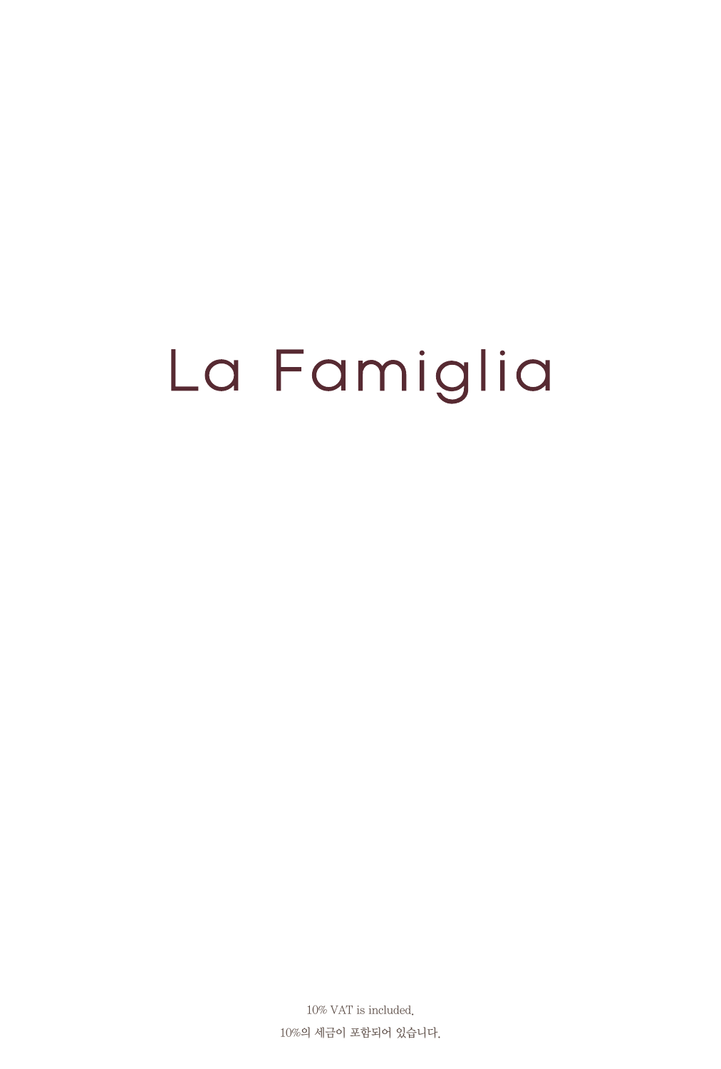# La Famiglia

10% VAT is included.

10%의 세금이 포함되어 있습니다.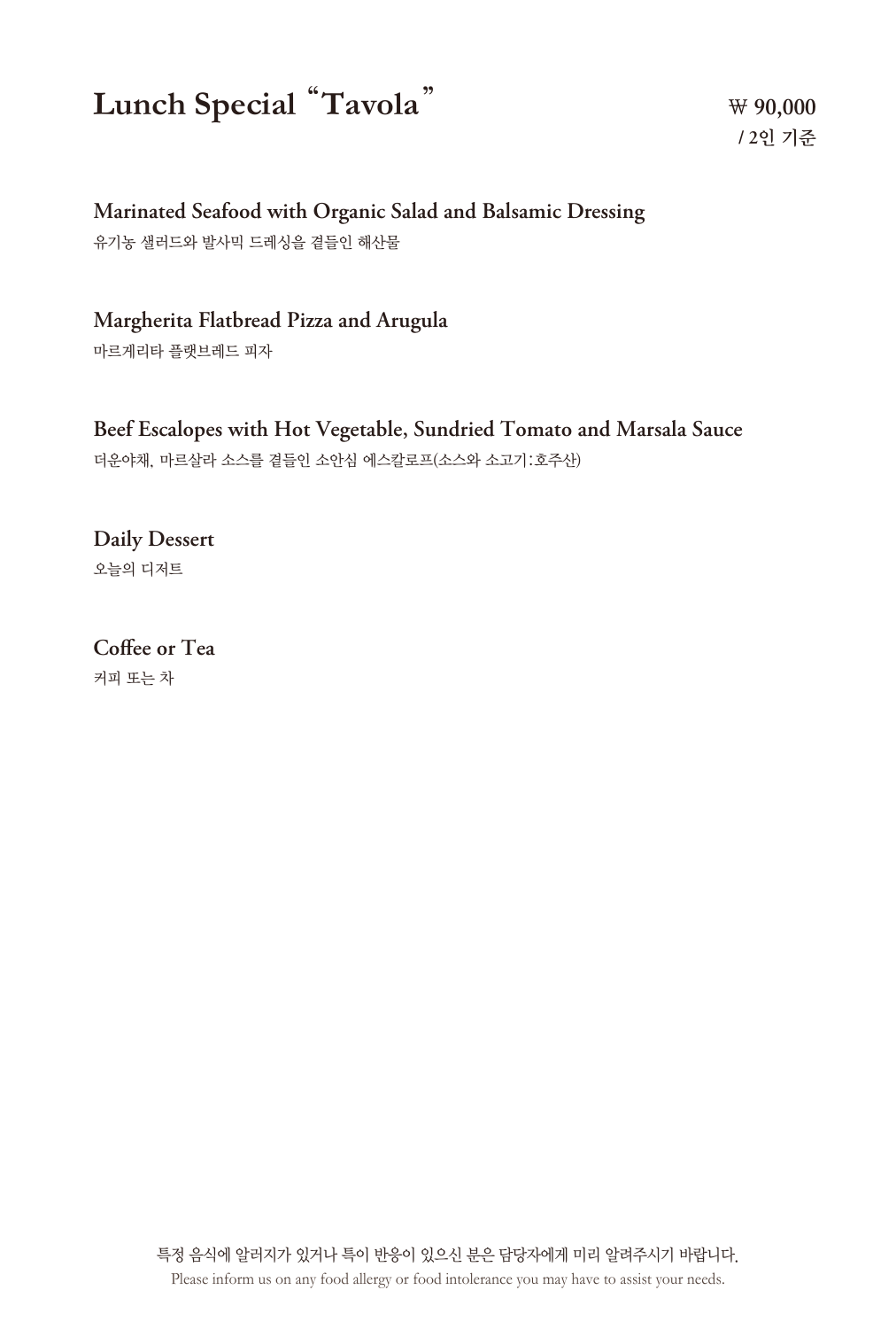# Lunch Special "Tavola"

₩ 90,000
/ 2인 기준

**Marinated Seafood with Organic Salad and Balsamic Dressing**
유기농 샐러드와 발사믹 드레싱을 곁들인 해산물

**Margherita Flatbread Pizza and Arugula**
마르게리타 플랫브레드 피자

**Beef Escalopes with Hot Vegetable, Sundried Tomato and Marsala Sauce**
더운야채, 마르살라 소스를 곁들인 소안심 에스칼로프(소스와 소고기:호주산)

**Daily Dessert**
오늘의 디저트

**Coffee or Tea**
커피 또는 차

특정 음식에 알러지가 있거나 특이 반응이 있으신 분은 담당자에게 미리 알려주시기 바랍니다.
Please inform us on any food allergy or food intolerance you may have to assist your needs.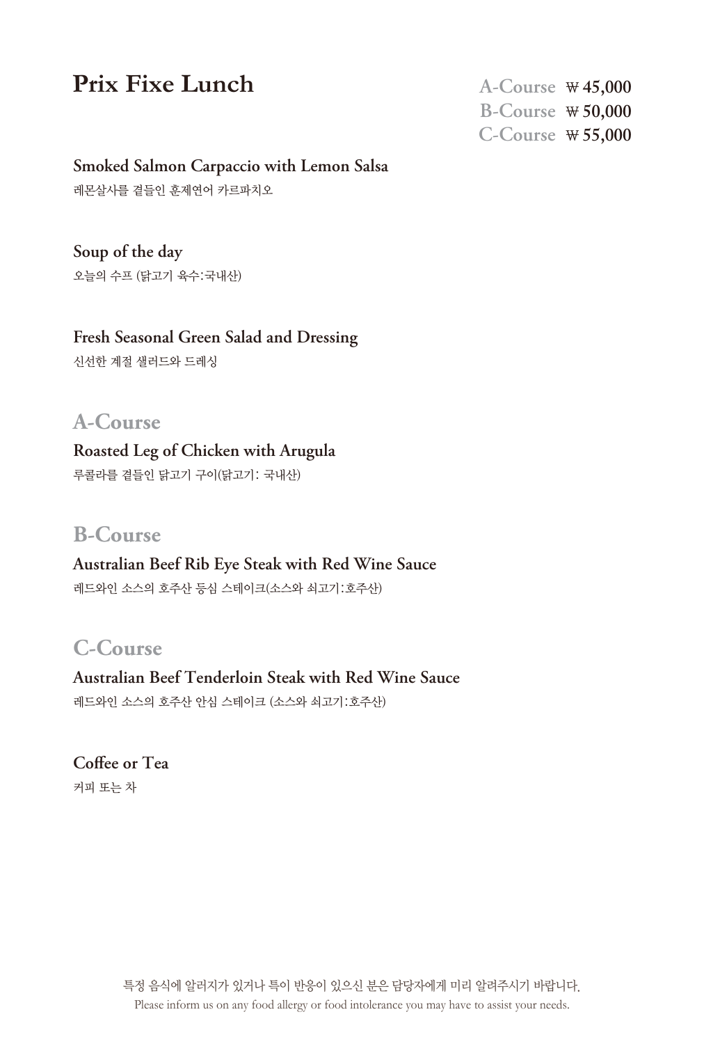# Prix Fixe Lunch

**A-Course** ₩ 45,000
**B-Course** ₩ 50,000
**C-Course** ₩ 55,000

**Smoked Salmon Carpaccio with Lemon Salsa**
레몬살사를 곁들인 훈제연어 카르파치오

**Soup of the day**
오늘의 수프 (닭고기 육수:국내산)

**Fresh Seasonal Green Salad and Dressing**
신선한 계절 샐러드와 드레싱

## A-Course

**Roasted Leg of Chicken with Arugula**
루콜라를 곁들인 닭고기 구이(닭고기: 국내산)

## B-Course

**Australian Beef Rib Eye Steak with Red Wine Sauce**
레드와인 소스의 호주산 등심 스테이크(소스와 쇠고기:호주산)

## C-Course

**Australian Beef Tenderloin Steak with Red Wine Sauce**
레드와인 소스의 호주산 안심 스테이크 (소스와 쇠고기:호주산)

**Coffee or Tea**
커피 또는 차

특정 음식에 알러지가 있거나 특이 반응이 있으신 분은 담당자에게 미리 알려주시기 바랍니다.
Please inform us on any food allergy or food intolerance you may have to assist your needs.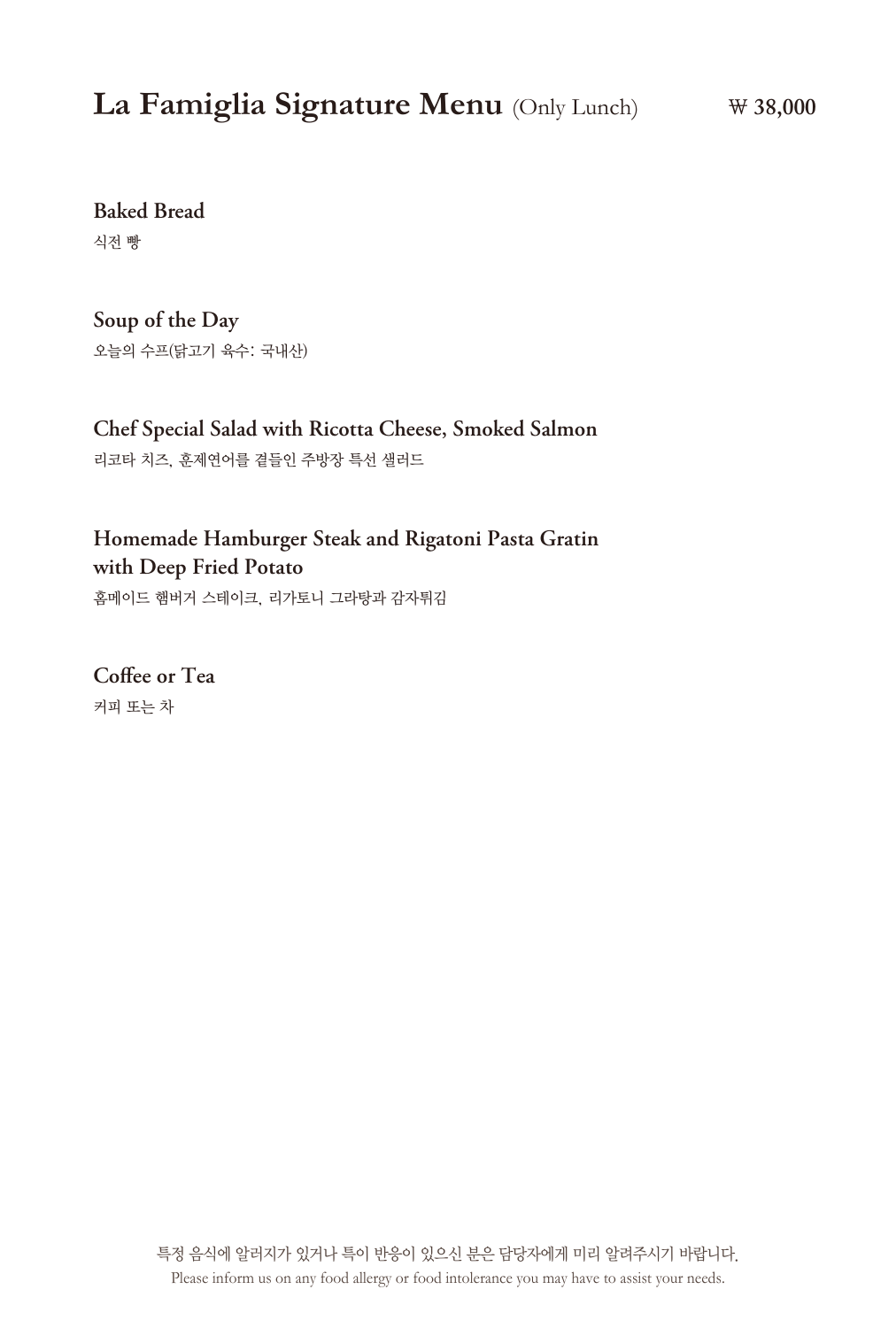# La Famiglia Signature Menu (Only Lunch) ₩ 38,000

**Baked Bread**

식전 빵

**Soup of the Day**

오늘의 수프(닭고기 육수: 국내산)

**Chef Special Salad with Ricotta Cheese, Smoked Salmon**

리코타 치즈, 훈제연어를 곁들인 주방장 특선 샐러드

**Homemade Hamburger Steak and Rigatoni Pasta Gratin with Deep Fried Potato**

홈메이드 햄버거 스테이크, 리가토니 그라탕과 감자튀김

**Coffee or Tea**

커피 또는 차

특정 음식에 알러지가 있거나 특이 반응이 있으신 분은 담당자에게 미리 알려주시기 바랍니다.

Please inform us on any food allergy or food intolerance you may have to assist your needs.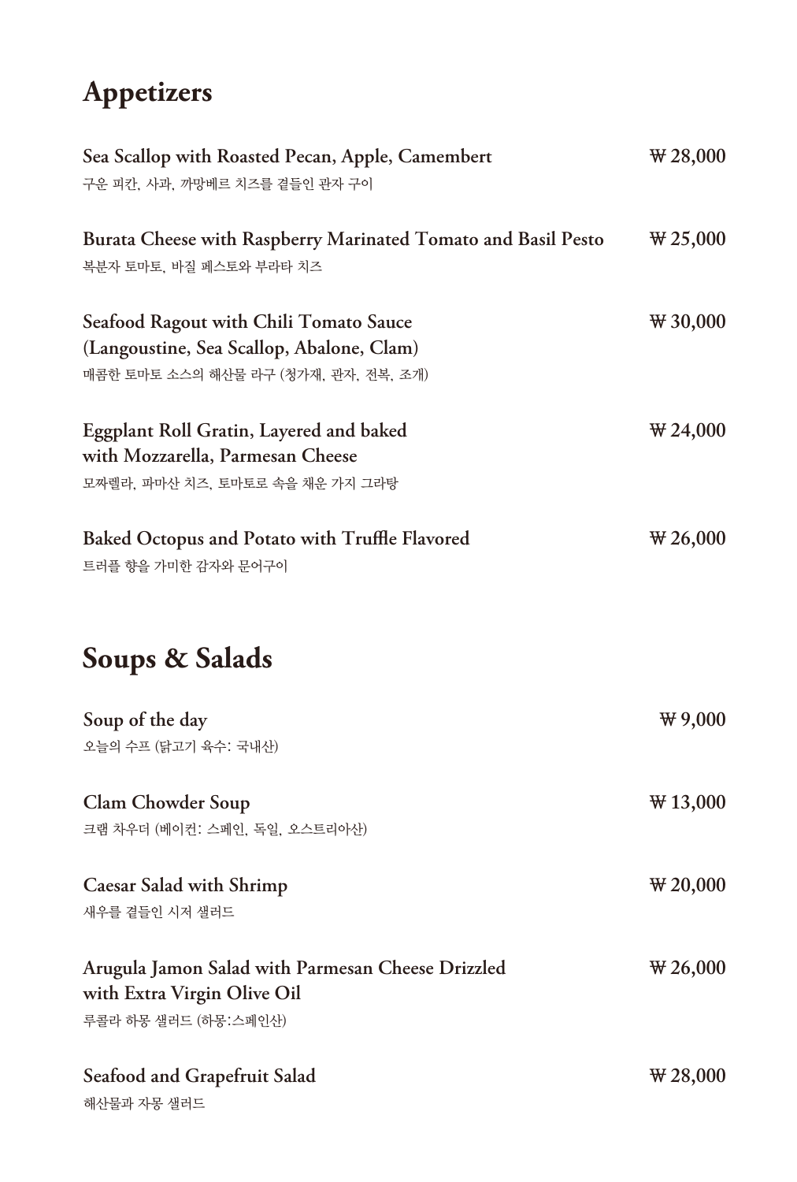# Appetizers

**Sea Scallop with Roasted Pecan, Apple, Camembert** ₩ 28,000
구운 피칸, 사과, 까망베르 치즈를 곁들인 관자 구이

**Burata Cheese with Raspberry Marinated Tomato and Basil Pesto** ₩ 25,000
복분자 토마토, 바질 페스토와 부라타 치즈

**Seafood Ragout with Chili Tomato Sauce (Langoustine, Sea Scallop, Abalone, Clam)** ₩ 30,000
매콤한 토마토 소스의 해산물 라구 (청가재, 관자, 전복, 조개)

**Eggplant Roll Gratin, Layered and baked with Mozzarella, Parmesan Cheese** ₩ 24,000
모짜렐라, 파마산 치즈, 토마토로 속을 채운 가지 그라탕

**Baked Octopus and Potato with Truffle Flavored** ₩ 26,000
트러플 향을 가미한 감자와 문어구이

# Soups & Salads

**Soup of the day** ₩ 9,000
오늘의 수프 (닭고기 육수: 국내산)

**Clam Chowder Soup** ₩ 13,000
크램 차우더 (베이컨: 스페인, 독일, 오스트리아산)

**Caesar Salad with Shrimp** ₩ 20,000
새우를 곁들인 시저 샐러드

**Arugula Jamon Salad with Parmesan Cheese Drizzled with Extra Virgin Olive Oil** ₩ 26,000
루콜라 하몽 샐러드 (하몽:스페인산)

**Seafood and Grapefruit Salad** ₩ 28,000
해산물과 자몽 샐러드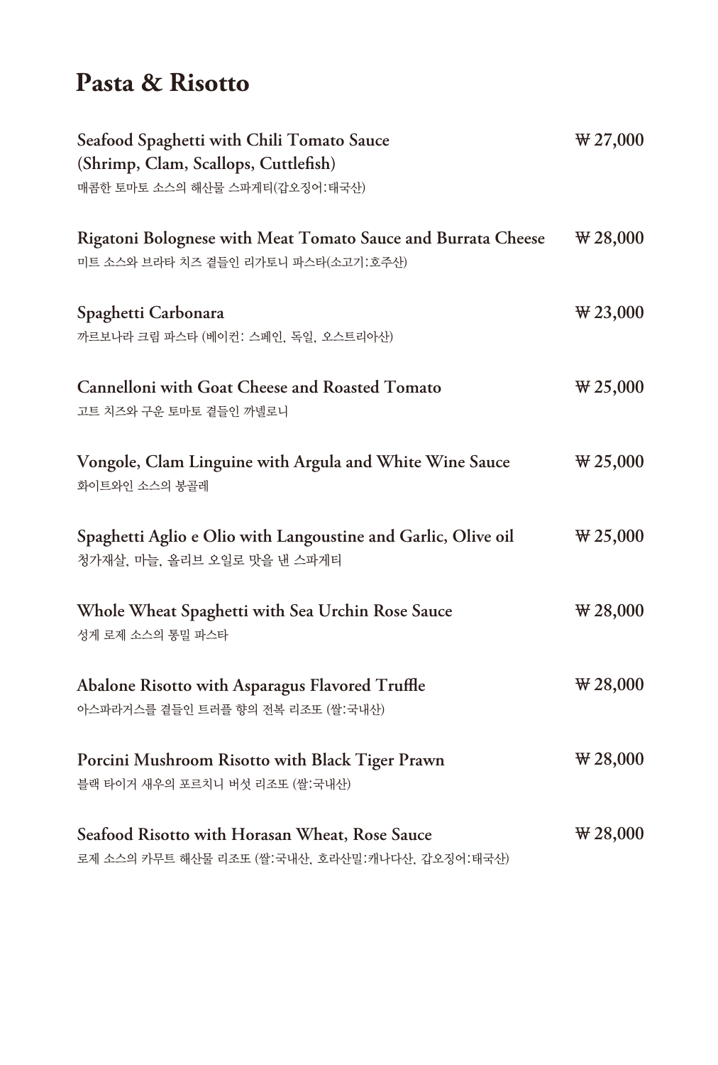# Pasta & Risotto

**Seafood Spaghetti with Chili Tomato Sauce (Shrimp, Clam, Scallops, Cuttlefish)** — ₩ 27,000
매콤한 토마토 소스의 해산물 스파게티(갑오징어:태국산)

**Rigatoni Bolognese with Meat Tomato Sauce and Burrata Cheese** — ₩ 28,000
미트 소스와 브라타 치즈 곁들인 리가토니 파스타(소고기:호주산)

**Spaghetti Carbonara** — ₩ 23,000
까르보나라 크림 파스타 (베이컨: 스페인, 독일, 오스트리아산)

**Cannelloni with Goat Cheese and Roasted Tomato** — ₩ 25,000
고트 치즈와 구운 토마토 곁들인 까넬로니

**Vongole, Clam Linguine with Argula and White Wine Sauce** — ₩ 25,000
화이트와인 소스의 봉골레

**Spaghetti Aglio e Olio with Langoustine and Garlic, Olive oil** — ₩ 25,000
청가재살, 마늘, 올리브 오일로 맛을 낸 스파게티

**Whole Wheat Spaghetti with Sea Urchin Rose Sauce** — ₩ 28,000
성게 로제 소스의 통밀 파스타

**Abalone Risotto with Asparagus Flavored Truffle** — ₩ 28,000
아스파라거스를 곁들인 트러플 향의 전복 리조또 (쌀:국내산)

**Porcini Mushroom Risotto with Black Tiger Prawn** — ₩ 28,000
블랙 타이거 새우의 포르치니 버섯 리조또 (쌀:국내산)

**Seafood Risotto with Horasan Wheat, Rose Sauce** — ₩ 28,000
로제 소스의 카무트 해산물 리조또 (쌀:국내산, 호라산밀:캐나다산, 갑오징어:태국산)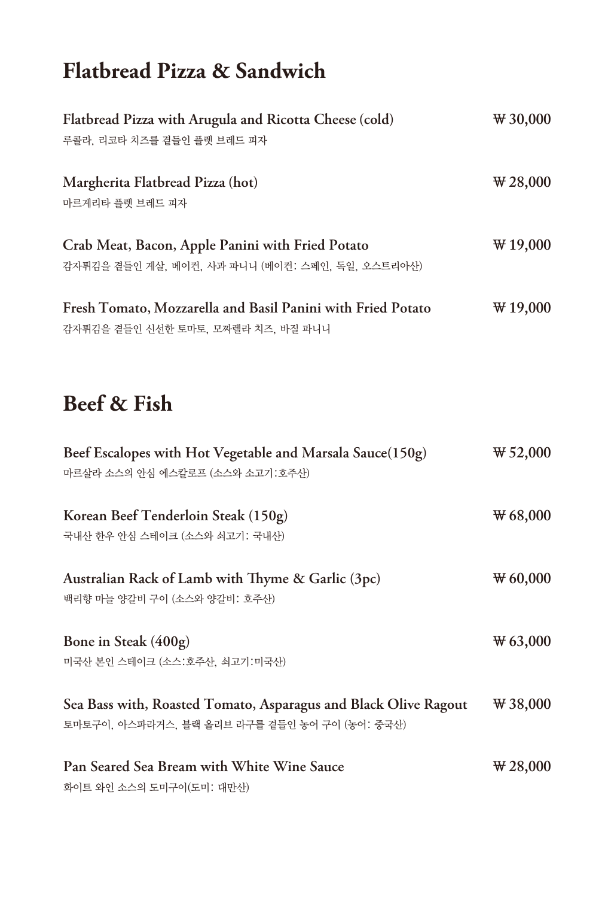# Flatbread Pizza & Sandwich

**Flatbread Pizza with Arugula and Ricotta Cheese (cold)** ₩ 30,000
루콜라, 리코타 치즈를 곁들인 플렛 브레드 피자

**Margherita Flatbread Pizza (hot)** ₩ 28,000
마르게리타 플렛 브레드 피자

**Crab Meat, Bacon, Apple Panini with Fried Potato** ₩ 19,000
감자튀김을 곁들인 게살, 베이컨, 사과 파니니 (베이컨: 스페인, 독일, 오스트리아산)

**Fresh Tomato, Mozzarella and Basil Panini with Fried Potato** ₩ 19,000
감자튀김을 곁들인 신선한 토마토, 모짜렐라 치즈, 바질 파니니

# Beef & Fish

**Beef Escalopes with Hot Vegetable and Marsala Sauce(150g)** ₩ 52,000
마르살라 소스의 안심 에스칼로프 (소스와 소고기:호주산)

**Korean Beef Tenderloin Steak (150g)** ₩ 68,000
국내산 한우 안심 스테이크 (소스와 쇠고기: 국내산)

**Australian Rack of Lamb with Thyme & Garlic (3pc)** ₩ 60,000
백리향 마늘 양갈비 구이 (소스와 양갈비: 호주산)

**Bone in Steak (400g)** ₩ 63,000
미국산 본인 스테이크 (소스:호주산, 쇠고기:미국산)

**Sea Bass with, Roasted Tomato, Asparagus and Black Olive Ragout** ₩ 38,000
토마토구이, 아스파라거스, 블랙 올리브 라구를 곁들인 농어 구이 (농어: 중국산)

**Pan Seared Sea Bream with White Wine Sauce** ₩ 28,000
화이트 와인 소스의 도미구이(도미: 대만산)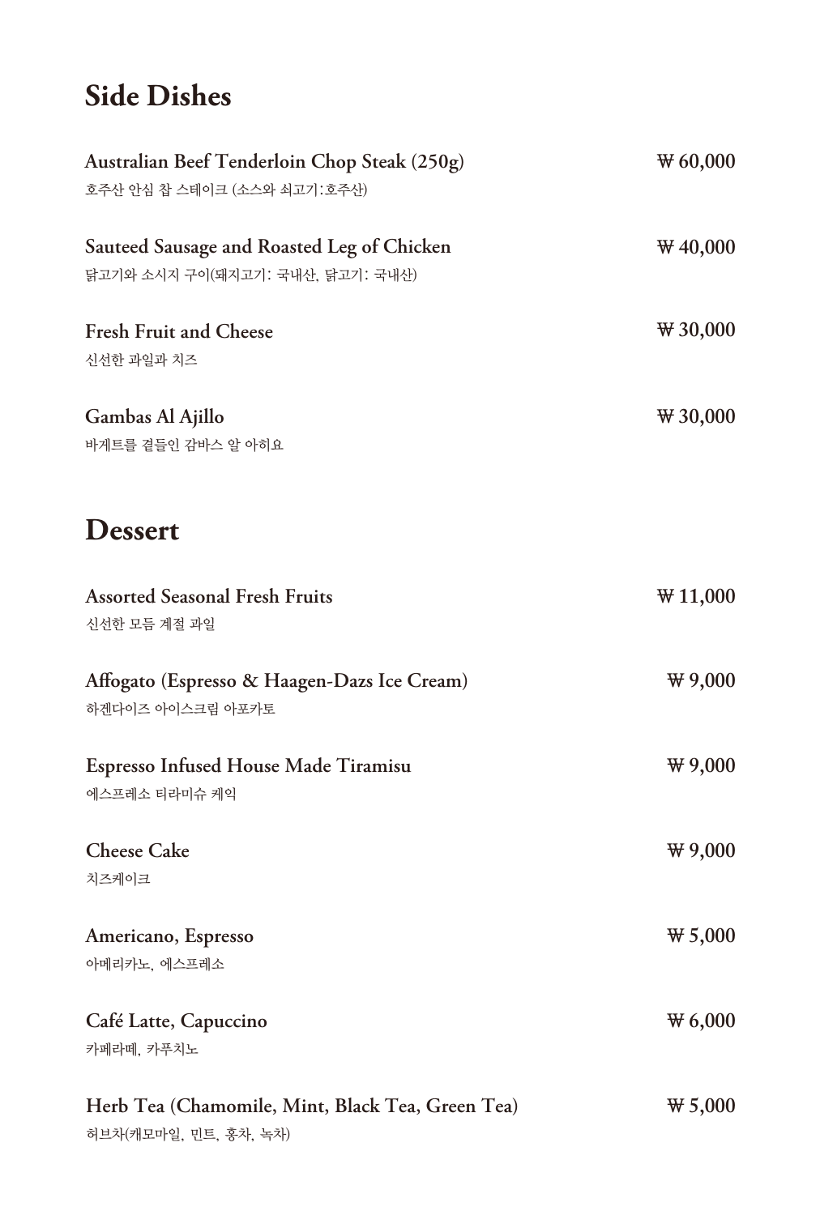# Side Dishes

**Australian Beef Tenderloin Chop Steak (250g)** ₩ 60,000
호주산 안심 찹 스테이크 (소스와 쇠고기:호주산)

**Sauteed Sausage and Roasted Leg of Chicken** ₩ 40,000
닭고기와 소시지 구이(돼지고기: 국내산, 닭고기: 국내산)

**Fresh Fruit and Cheese** ₩ 30,000
신선한 과일과 치즈

**Gambas Al Ajillo** ₩ 30,000
바게트를 곁들인 감바스 알 아히요

# Dessert

**Assorted Seasonal Fresh Fruits** ₩ 11,000
신선한 모듬 계절 과일

**Affogato (Espresso & Haagen-Dazs Ice Cream)** ₩ 9,000
하겐다이즈 아이스크림 아포카토

**Espresso Infused House Made Tiramisu** ₩ 9,000
에스프레소 티라미슈 케익

**Cheese Cake** ₩ 9,000
치즈케이크

**Americano, Espresso** ₩ 5,000
아메리카노, 에스프레소

**Café Latte, Capuccino** ₩ 6,000
카페라떼, 카푸치노

**Herb Tea (Chamomile, Mint, Black Tea, Green Tea)** ₩ 5,000
허브차(캐모마일, 민트, 홍차, 녹차)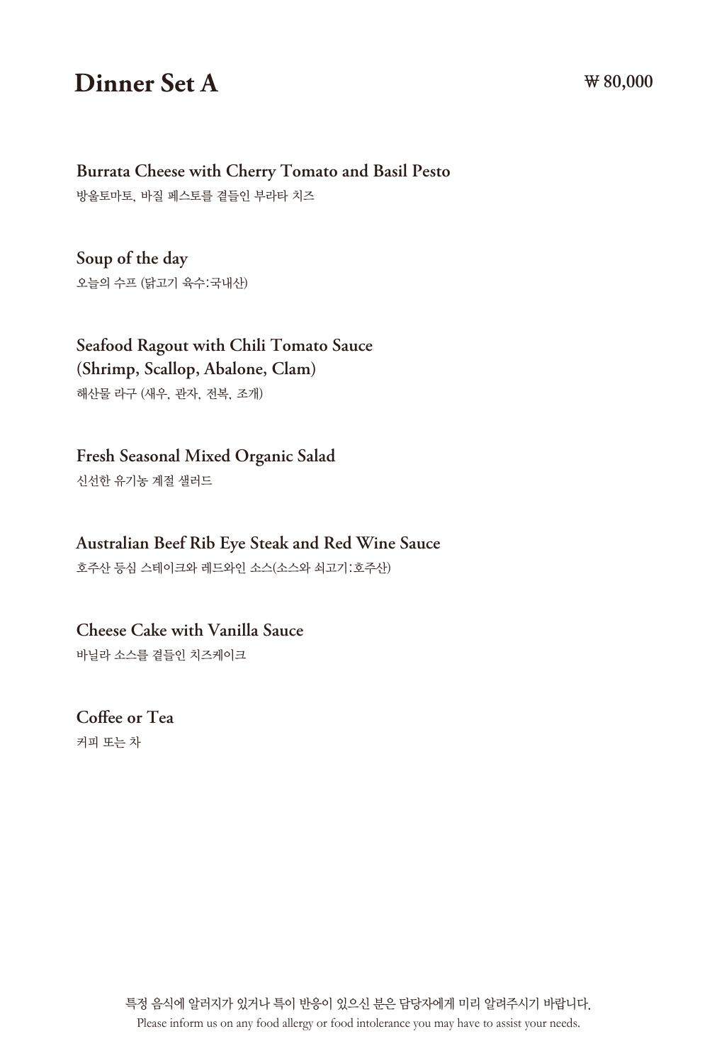# Dinner Set A

₩ 80,000

**Burrata Cheese with Cherry Tomato and Basil Pesto**
방울토마토, 바질 페스토를 곁들인 부라타 치즈

**Soup of the day**
오늘의 수프 (닭고기 육수:국내산)

**Seafood Ragout with Chili Tomato Sauce (Shrimp, Scallop, Abalone, Clam)**
해산물 라구 (새우, 관자, 전복, 조개)

**Fresh Seasonal Mixed Organic Salad**
신선한 유기농 계절 샐러드

**Australian Beef Rib Eye Steak and Red Wine Sauce**
호주산 등심 스테이크와 레드와인 소스(소스와 쇠고기:호주산)

**Cheese Cake with Vanilla Sauce**
바닐라 소스를 곁들인 치즈케이크

**Coffee or Tea**
커피 또는 차

특정 음식에 알러지가 있거나 특이 반응이 있으신 분은 담당자에게 미리 알려주시기 바랍니다.
Please inform us on any food allergy or food intolerance you may have to assist your needs.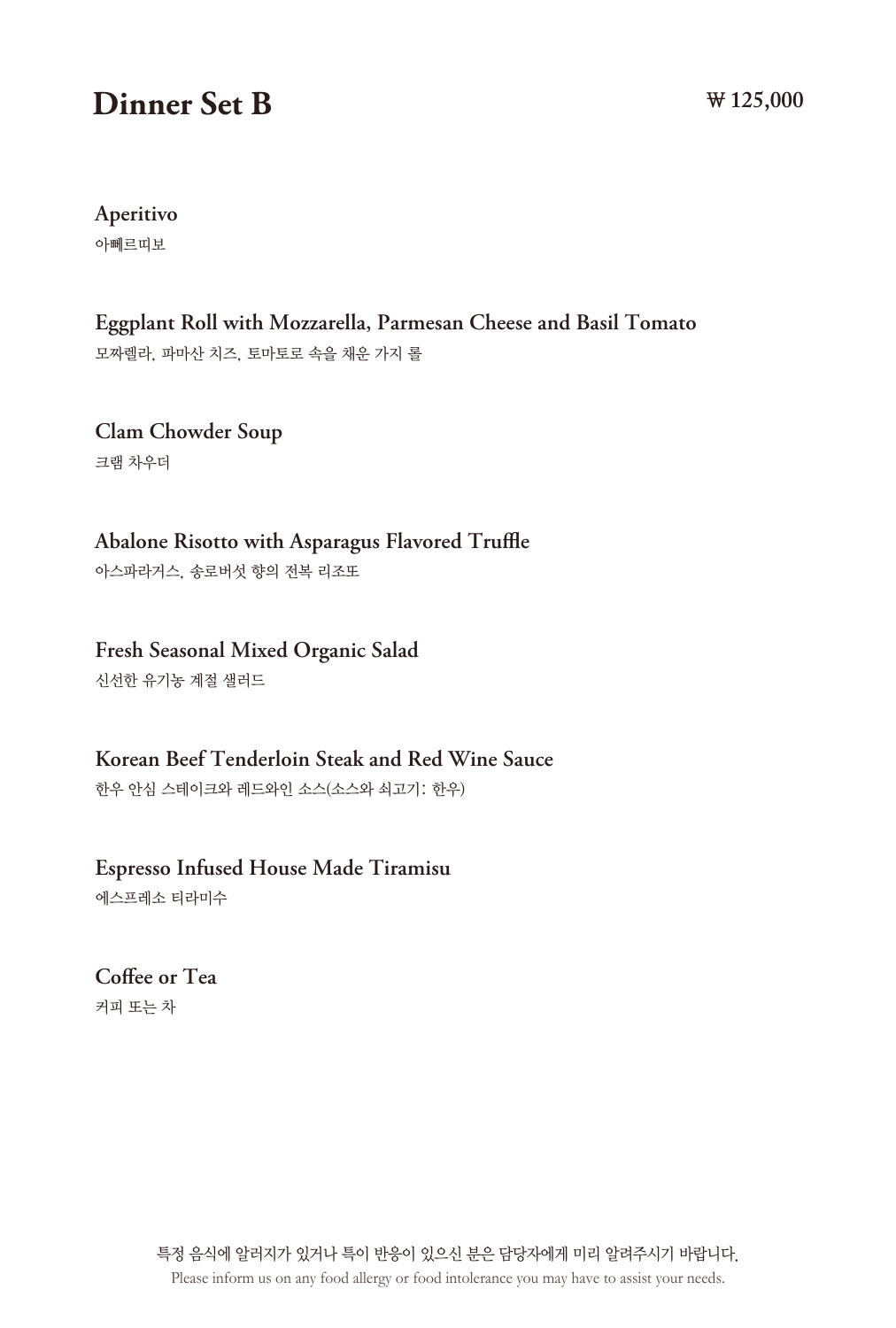# Dinner Set B

₩ 125,000

**Aperitivo**
아뻬르띠보

**Eggplant Roll with Mozzarella, Parmesan Cheese and Basil Tomato**
모짜렐라, 파마산 치즈, 토마토로 속을 채운 가지 롤

**Clam Chowder Soup**
크램 차우더

**Abalone Risotto with Asparagus Flavored Truffle**
아스파라거스, 송로버섯 향의 전복 리조또

**Fresh Seasonal Mixed Organic Salad**
신선한 유기농 계절 샐러드

**Korean Beef Tenderloin Steak and Red Wine Sauce**
한우 안심 스테이크와 레드와인 소스(소스와 쇠고기: 한우)

**Espresso Infused House Made Tiramisu**
에스프레소 티라미수

**Coffee or Tea**
커피 또는 차

특정 음식에 알러지가 있거나 특이 반응이 있으신 분은 담당자에게 미리 알려주시기 바랍니다.
Please inform us on any food allergy or food intolerance you may have to assist your needs.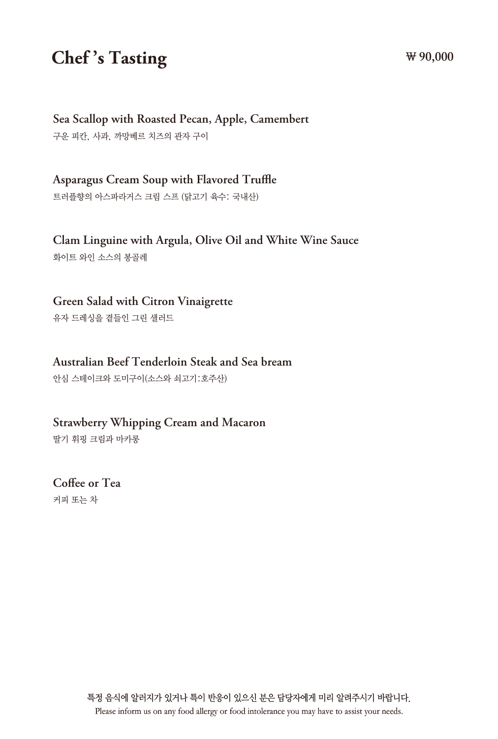# Chef 's Tasting

₩ 90,000

**Sea Scallop with Roasted Pecan, Apple, Camembert**
구운 피칸, 사과, 까망베르 치즈의 관자 구이

**Asparagus Cream Soup with Flavored Truffle**
트러플향의 아스파라거스 크림 스프 (닭고기 육수: 국내산)

**Clam Linguine with Argula, Olive Oil and White Wine Sauce**
화이트 와인 소스의 봉골레

**Green Salad with Citron Vinaigrette**
유자 드레싱을 곁들인 그린 샐러드

**Australian Beef Tenderloin Steak and Sea bream**
안심 스테이크와 도미구이(소스와 쇠고기:호주산)

**Strawberry Whipping Cream and Macaron**
딸기 휘핑 크림과 마카롱

**Coffee or Tea**
커피 또는 차

특정 음식에 알러지가 있거나 특이 반응이 있으신 분은 담당자에게 미리 알려주시기 바랍니다.
Please inform us on any food allergy or food intolerance you may have to assist your needs.